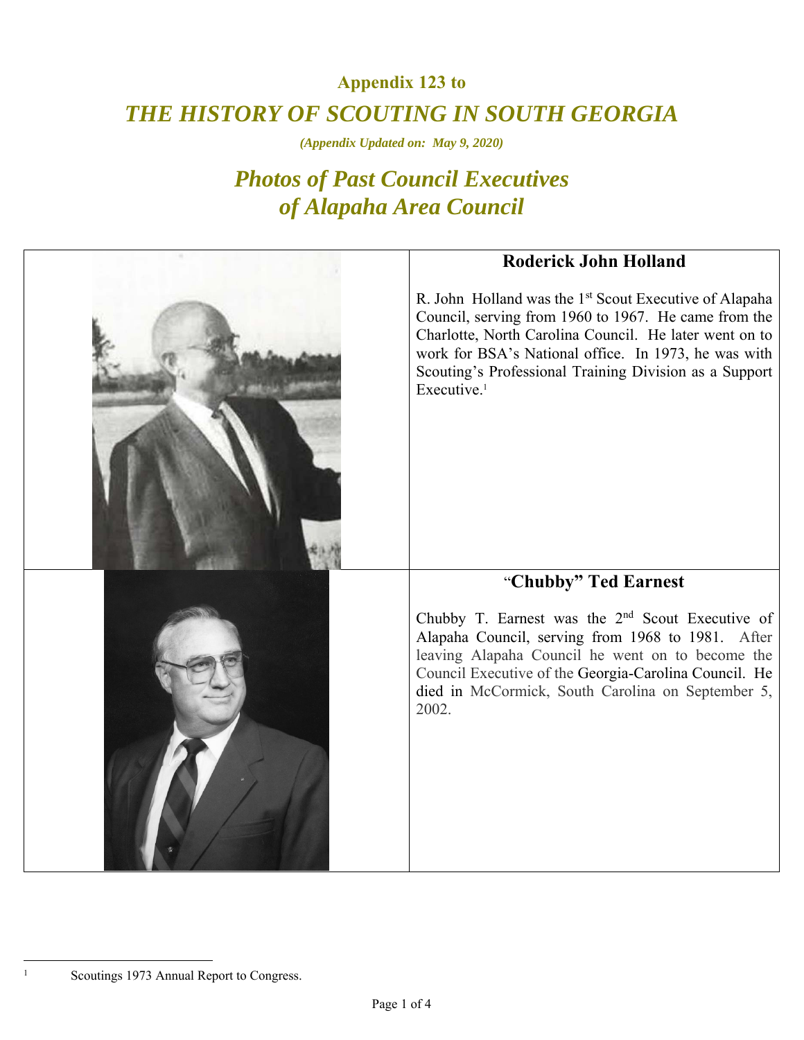## Appendix 123 to

# *THE HISTORY OF SCOUTING IN SOUTH GEORGIA*

***(Appendix Updated on: May 9, 2020)***

## *Photos of Past Council Executives of Alapaha Area Council*

### Roderick John Holland

R. John Holland was the 1st Scout Executive of Alapaha Council, serving from 1960 to 1967. He came from the Charlotte, North Carolina Council. He later went on to work for BSA's National office. In 1973, he was with Scouting's Professional Training Division as a Support Executive.[1]

### "Chubby" Ted Earnest

Chubby T. Earnest was the 2nd Scout Executive of Alapaha Council, serving from 1968 to 1981. After leaving Alapaha Council he went on to become the Council Executive of the Georgia-Carolina Council. He died in McCormick, South Carolina on September 5, 2002.

---

[1] Scoutings 1973 Annual Report to Congress.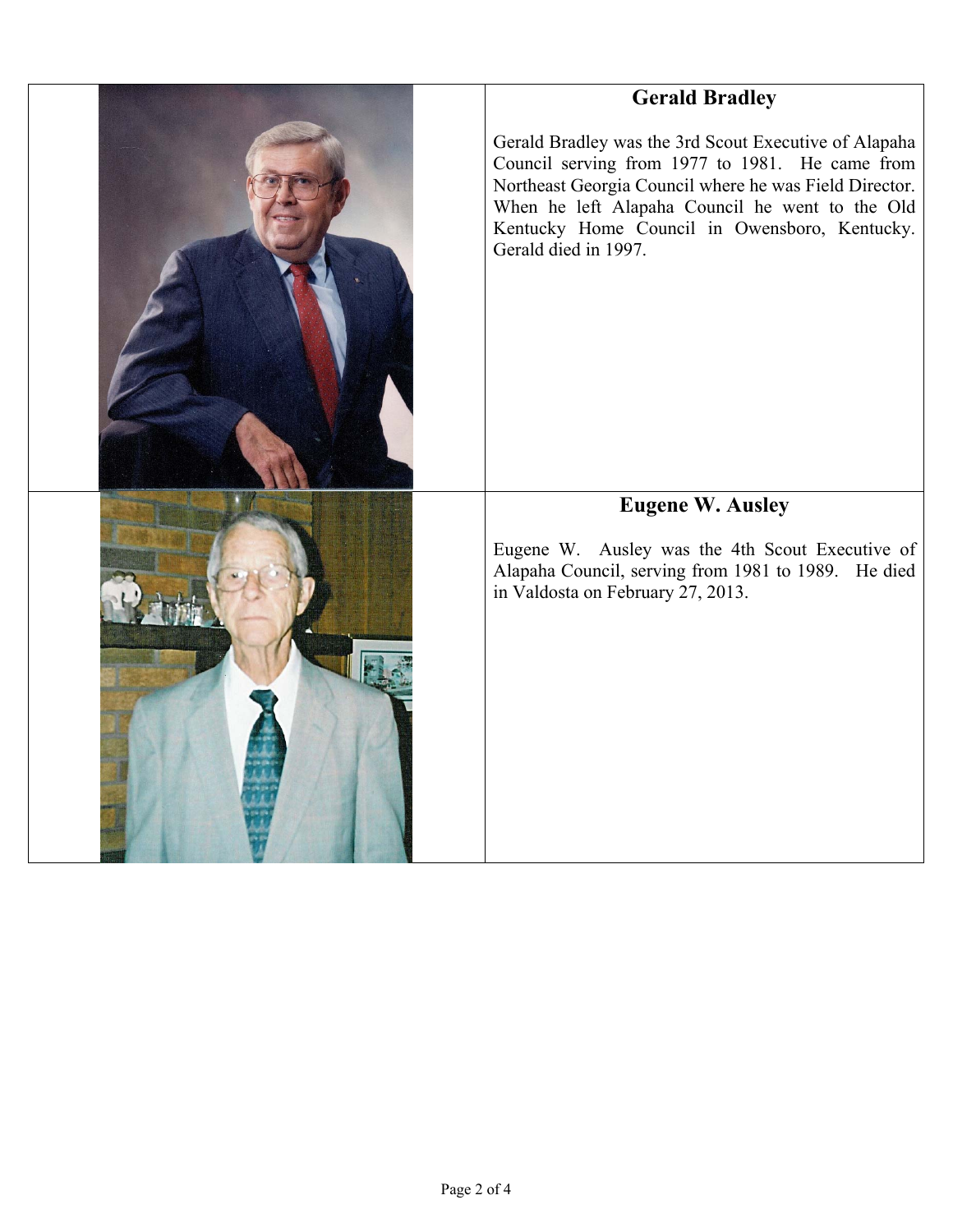## Gerald Bradley

Gerald Bradley was the 3rd Scout Executive of Alapaha Council serving from 1977 to 1981. He came from Northeast Georgia Council where he was Field Director. When he left Alapaha Council he went to the Old Kentucky Home Council in Owensboro, Kentucky. Gerald died in 1997.

## Eugene W. Ausley

Eugene W. Ausley was the 4th Scout Executive of Alapaha Council, serving from 1981 to 1989. He died in Valdosta on February 27, 2013.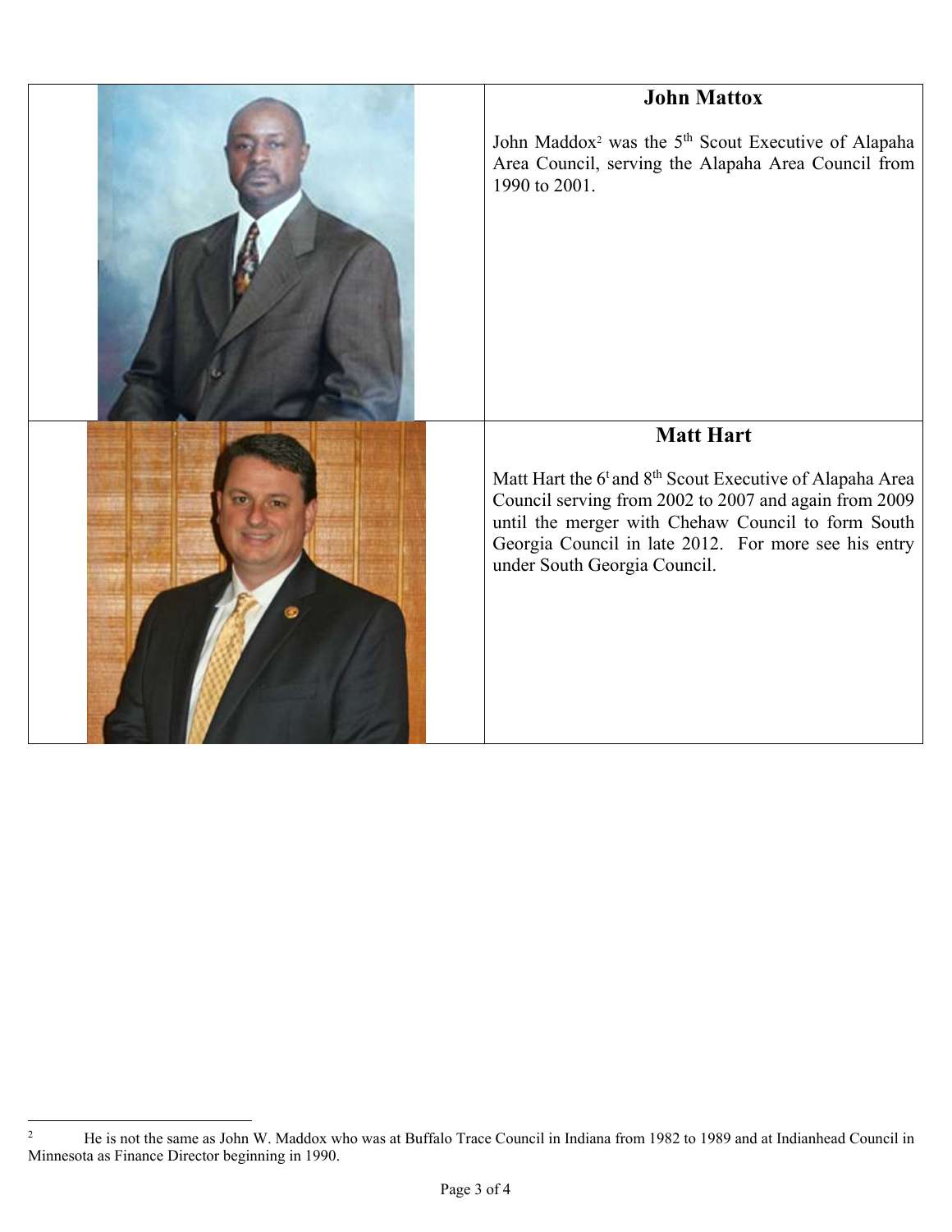## John Mattox

John Maddox[2] was the 5th Scout Executive of Alapaha Area Council, serving the Alapaha Area Council from 1990 to 2001.

## Matt Hart

Matt Hart the 6t and 8th Scout Executive of Alapaha Area Council serving from 2002 to 2007 and again from 2009 until the merger with Chehaw Council to form South Georgia Council in late 2012. For more see his entry under South Georgia Council.

---

[2] He is not the same as John W. Maddox who was at Buffalo Trace Council in Indiana from 1982 to 1989 and at Indianhead Council in Minnesota as Finance Director beginning in 1990.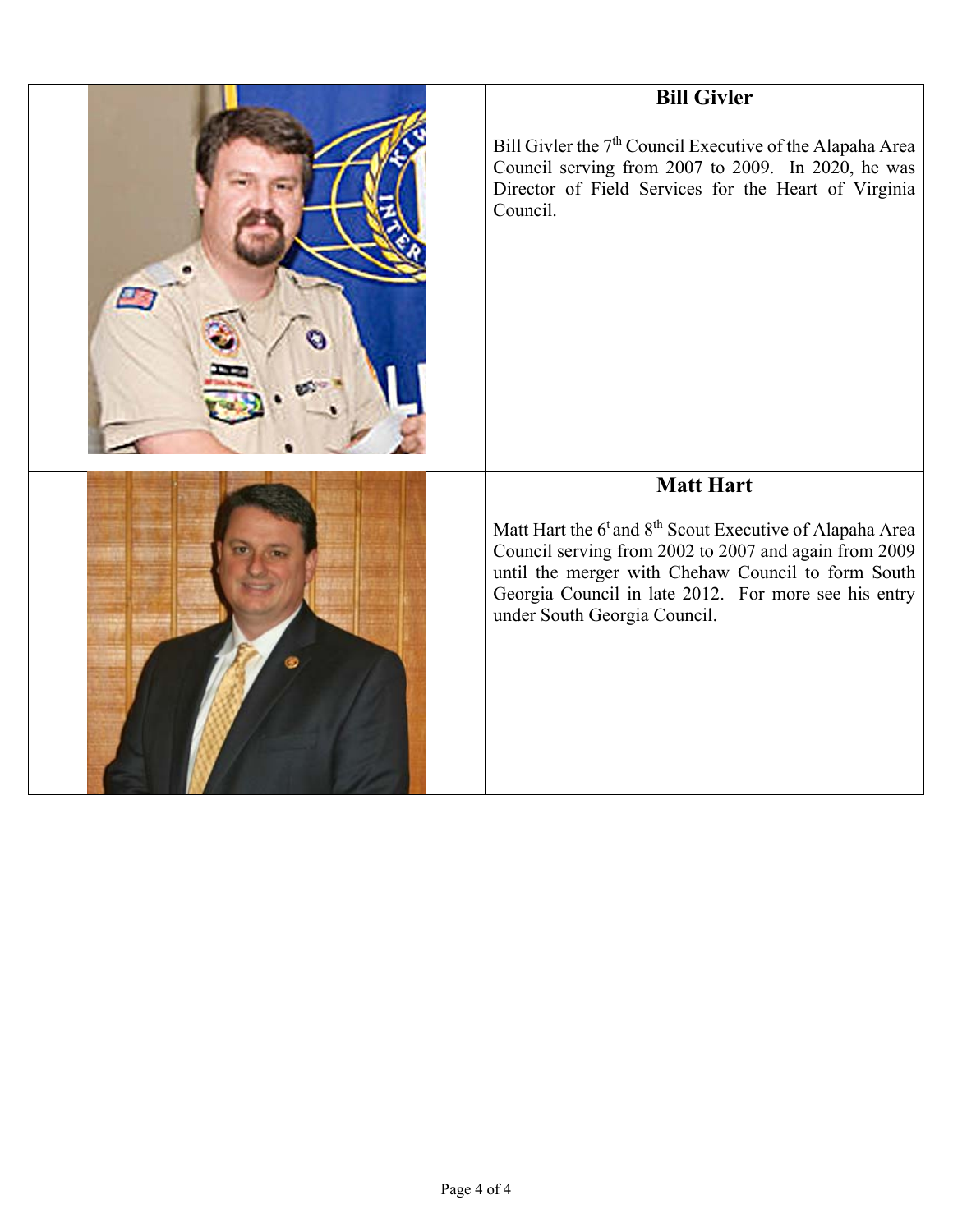## Bill Givler

Bill Givler the 7th Council Executive of the Alapaha Area Council serving from 2007 to 2009. In 2020, he was Director of Field Services for the Heart of Virginia Council.

## Matt Hart

Matt Hart the 6t and 8th Scout Executive of Alapaha Area Council serving from 2002 to 2007 and again from 2009 until the merger with Chehaw Council to form South Georgia Council in late 2012. For more see his entry under South Georgia Council.